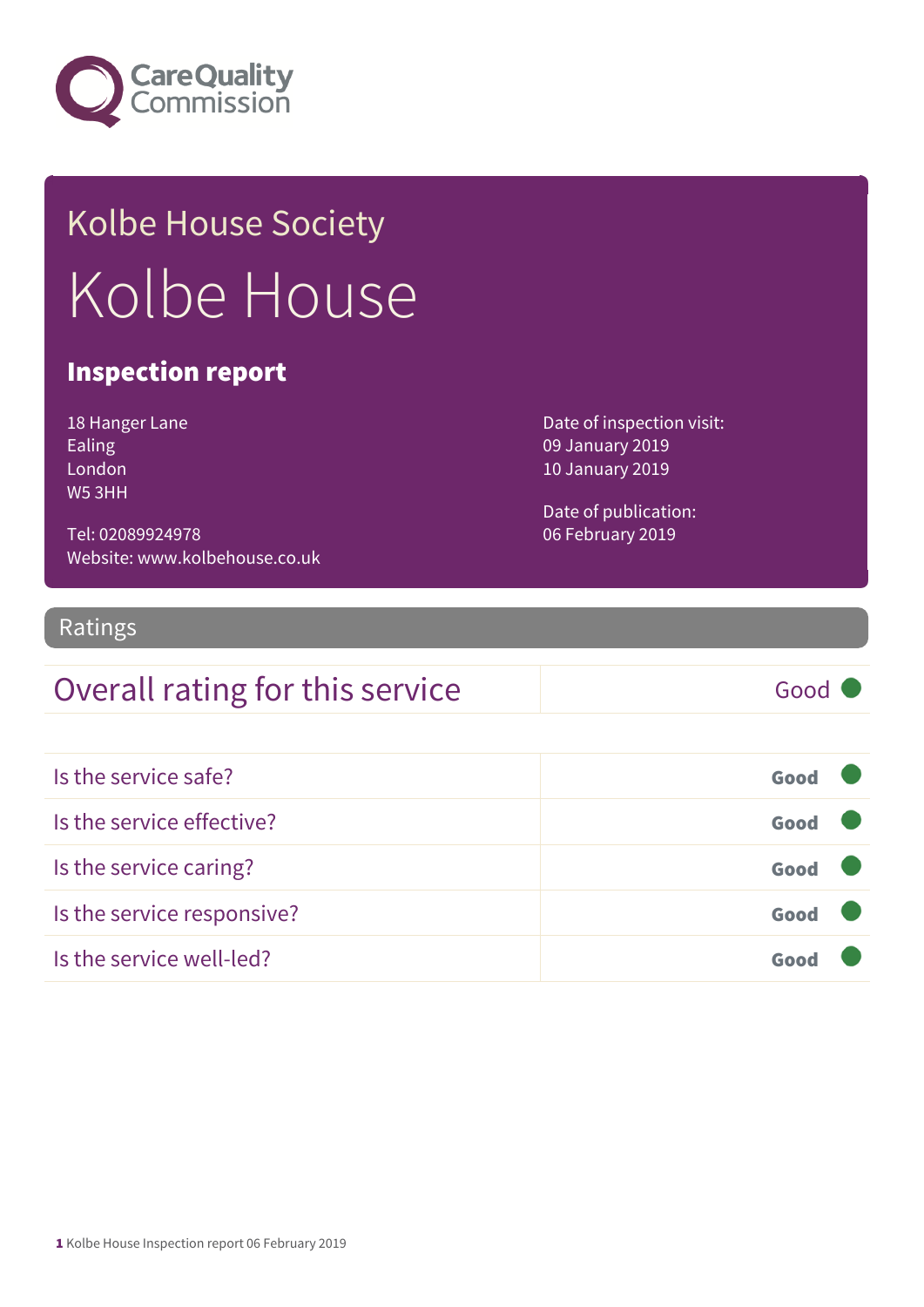# Kolbe House Society

# Kolbe House

## Inspection report

18 Hanger Lane
Ealing
London
W5 3HH

Tel: 02089924978
Website: www.kolbehouse.co.uk

Date of inspection visit:
09 January 2019
10 January 2019

Date of publication:
06 February 2019

## Ratings

| Overall rating for this service | Good |
|---|---|

| | |
|---|---|
| Is the service safe? | Good |
| Is the service effective? | Good |
| Is the service caring? | Good |
| Is the service responsive? | Good |
| Is the service well-led? | Good |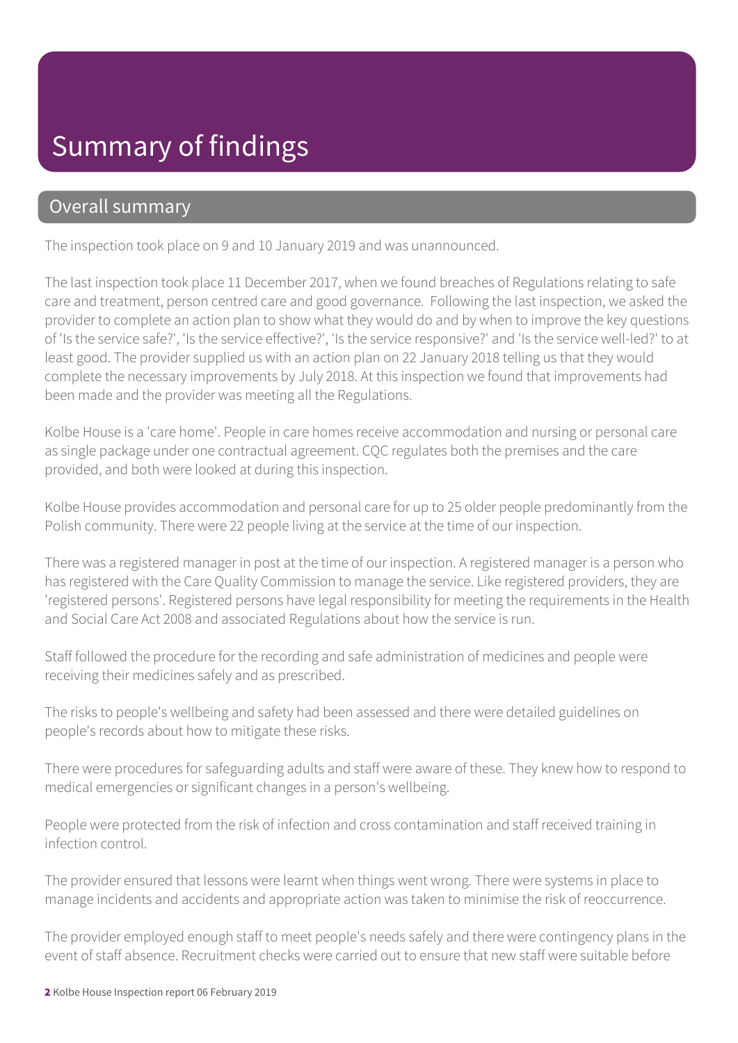# Summary of findings

## Overall summary

The inspection took place on 9 and 10 January 2019 and was unannounced.

The last inspection took place 11 December 2017, when we found breaches of Regulations relating to safe care and treatment, person centred care and good governance. Following the last inspection, we asked the provider to complete an action plan to show what they would do and by when to improve the key questions of 'Is the service safe?', 'Is the service effective?', 'Is the service responsive?' and 'Is the service well-led?' to at least good. The provider supplied us with an action plan on 22 January 2018 telling us that they would complete the necessary improvements by July 2018. At this inspection we found that improvements had been made and the provider was meeting all the Regulations.

Kolbe House is a 'care home'. People in care homes receive accommodation and nursing or personal care as single package under one contractual agreement. CQC regulates both the premises and the care provided, and both were looked at during this inspection.

Kolbe House provides accommodation and personal care for up to 25 older people predominantly from the Polish community. There were 22 people living at the service at the time of our inspection.

There was a registered manager in post at the time of our inspection. A registered manager is a person who has registered with the Care Quality Commission to manage the service. Like registered providers, they are 'registered persons'. Registered persons have legal responsibility for meeting the requirements in the Health and Social Care Act 2008 and associated Regulations about how the service is run.

Staff followed the procedure for the recording and safe administration of medicines and people were receiving their medicines safely and as prescribed.

The risks to people's wellbeing and safety had been assessed and there were detailed guidelines on people's records about how to mitigate these risks.

There were procedures for safeguarding adults and staff were aware of these. They knew how to respond to medical emergencies or significant changes in a person's wellbeing.

People were protected from the risk of infection and cross contamination and staff received training in infection control.

The provider ensured that lessons were learnt when things went wrong. There were systems in place to manage incidents and accidents and appropriate action was taken to minimise the risk of reoccurrence.

The provider employed enough staff to meet people's needs safely and there were contingency plans in the event of staff absence. Recruitment checks were carried out to ensure that new staff were suitable before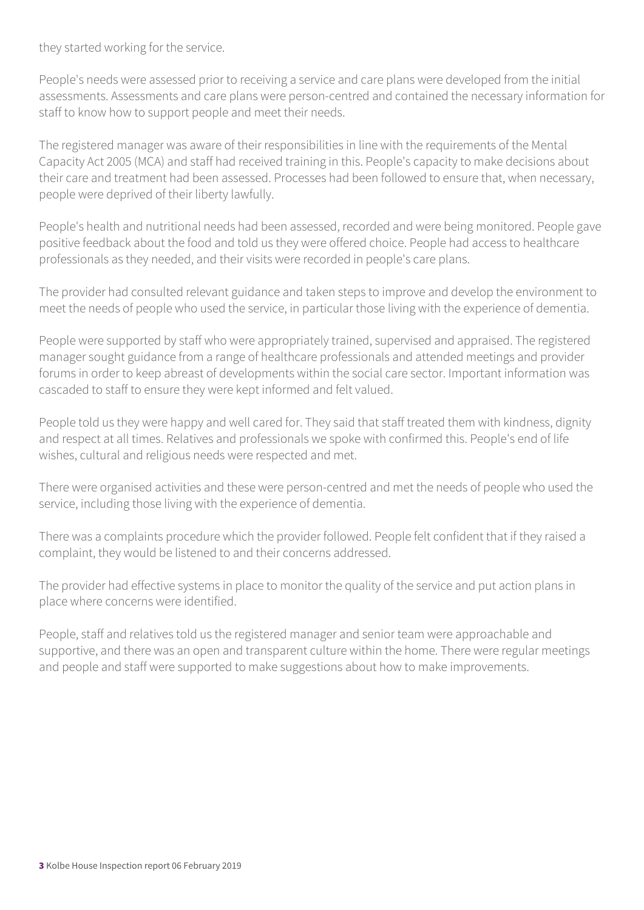they started working for the service.

People's needs were assessed prior to receiving a service and care plans were developed from the initial assessments. Assessments and care plans were person-centred and contained the necessary information for staff to know how to support people and meet their needs.

The registered manager was aware of their responsibilities in line with the requirements of the Mental Capacity Act 2005 (MCA) and staff had received training in this. People's capacity to make decisions about their care and treatment had been assessed. Processes had been followed to ensure that, when necessary, people were deprived of their liberty lawfully.

People's health and nutritional needs had been assessed, recorded and were being monitored. People gave positive feedback about the food and told us they were offered choice. People had access to healthcare professionals as they needed, and their visits were recorded in people's care plans.

The provider had consulted relevant guidance and taken steps to improve and develop the environment to meet the needs of people who used the service, in particular those living with the experience of dementia.

People were supported by staff who were appropriately trained, supervised and appraised. The registered manager sought guidance from a range of healthcare professionals and attended meetings and provider forums in order to keep abreast of developments within the social care sector. Important information was cascaded to staff to ensure they were kept informed and felt valued.

People told us they were happy and well cared for. They said that staff treated them with kindness, dignity and respect at all times. Relatives and professionals we spoke with confirmed this. People's end of life wishes, cultural and religious needs were respected and met.

There were organised activities and these were person-centred and met the needs of people who used the service, including those living with the experience of dementia.

There was a complaints procedure which the provider followed. People felt confident that if they raised a complaint, they would be listened to and their concerns addressed.

The provider had effective systems in place to monitor the quality of the service and put action plans in place where concerns were identified.

People, staff and relatives told us the registered manager and senior team were approachable and supportive, and there was an open and transparent culture within the home. There were regular meetings and people and staff were supported to make suggestions about how to make improvements.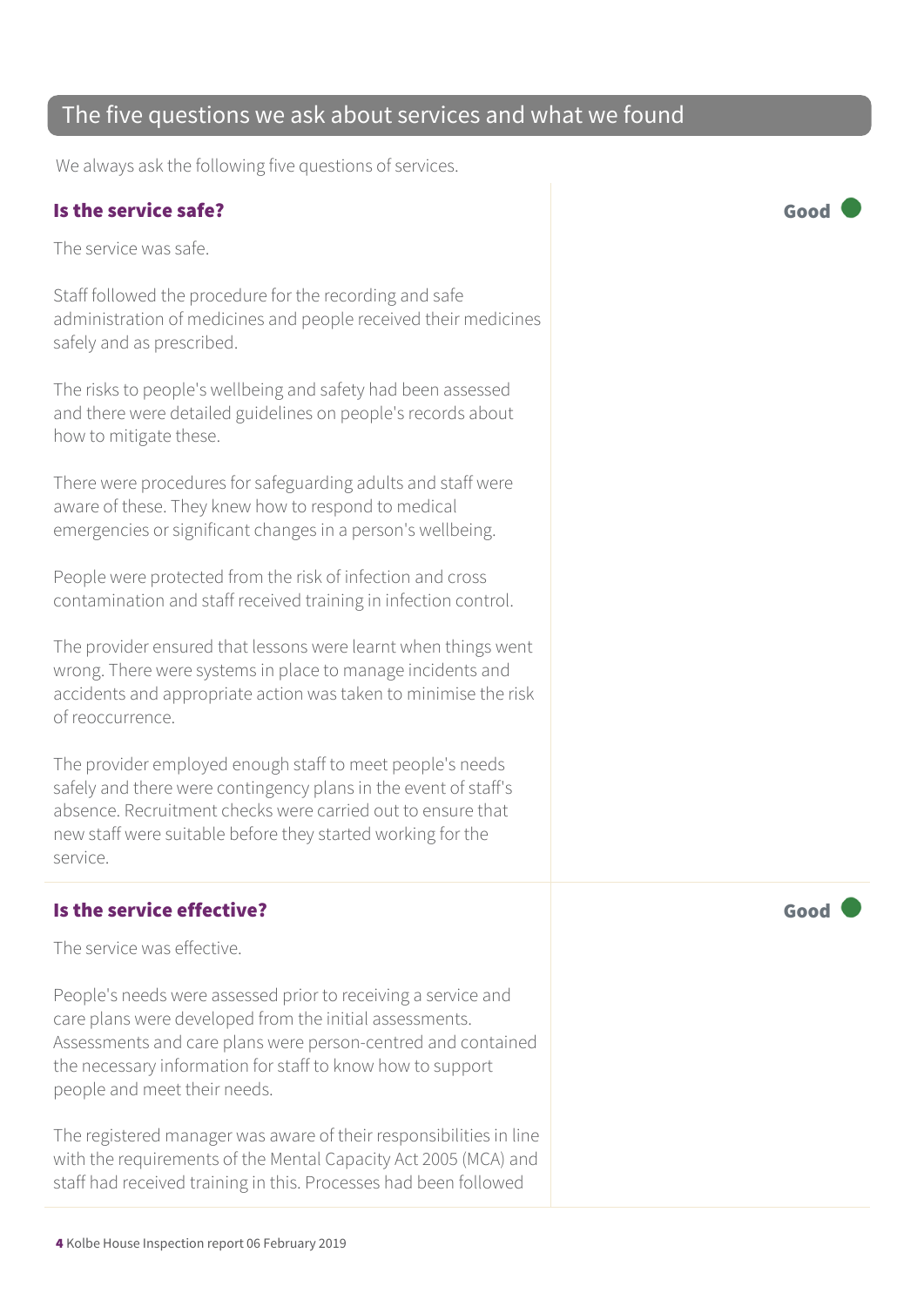## The five questions we ask about services and what we found

We always ask the following five questions of services.

### Is the service safe?

**Good**

The service was safe.

Staff followed the procedure for the recording and safe administration of medicines and people received their medicines safely and as prescribed.

The risks to people's wellbeing and safety had been assessed and there were detailed guidelines on people's records about how to mitigate these.

There were procedures for safeguarding adults and staff were aware of these. They knew how to respond to medical emergencies or significant changes in a person's wellbeing.

People were protected from the risk of infection and cross contamination and staff received training in infection control.

The provider ensured that lessons were learnt when things went wrong. There were systems in place to manage incidents and accidents and appropriate action was taken to minimise the risk of reoccurrence.

The provider employed enough staff to meet people's needs safely and there were contingency plans in the event of staff's absence. Recruitment checks were carried out to ensure that new staff were suitable before they started working for the service.

### Is the service effective?

**Good**

The service was effective.

People's needs were assessed prior to receiving a service and care plans were developed from the initial assessments. Assessments and care plans were person-centred and contained the necessary information for staff to know how to support people and meet their needs.

The registered manager was aware of their responsibilities in line with the requirements of the Mental Capacity Act 2005 (MCA) and staff had received training in this. Processes had been followed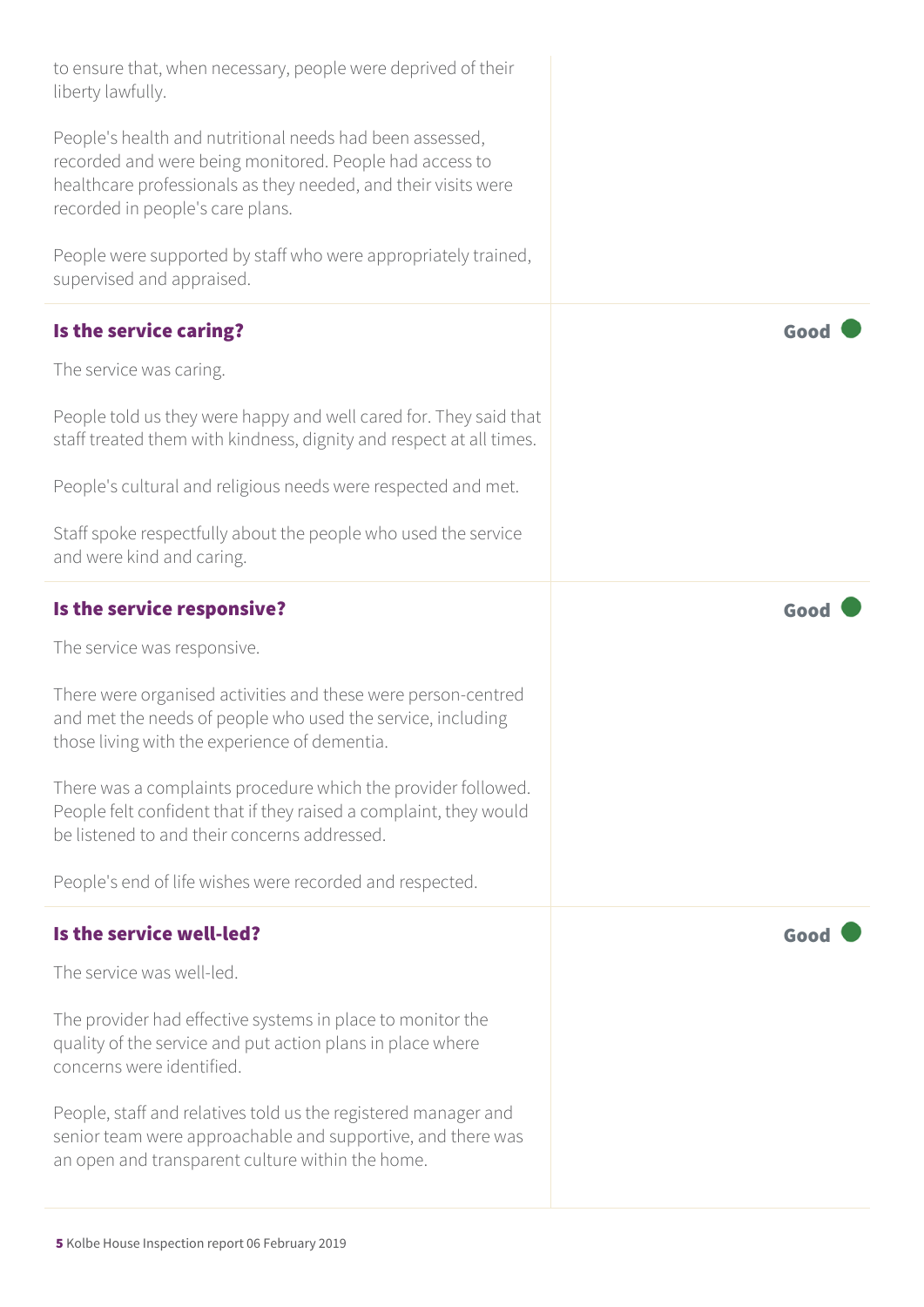to ensure that, when necessary, people were deprived of their liberty lawfully.

People's health and nutritional needs had been assessed, recorded and were being monitored. People had access to healthcare professionals as they needed, and their visits were recorded in people's care plans.

People were supported by staff who were appropriately trained, supervised and appraised.

### Is the service caring?

**Good**

The service was caring.

People told us they were happy and well cared for. They said that staff treated them with kindness, dignity and respect at all times.

People's cultural and religious needs were respected and met.

Staff spoke respectfully about the people who used the service and were kind and caring.

### Is the service responsive?

**Good**

The service was responsive.

There were organised activities and these were person-centred and met the needs of people who used the service, including those living with the experience of dementia.

There was a complaints procedure which the provider followed. People felt confident that if they raised a complaint, they would be listened to and their concerns addressed.

People's end of life wishes were recorded and respected.

### Is the service well-led?

**Good**

The service was well-led.

The provider had effective systems in place to monitor the quality of the service and put action plans in place where concerns were identified.

People, staff and relatives told us the registered manager and senior team were approachable and supportive, and there was an open and transparent culture within the home.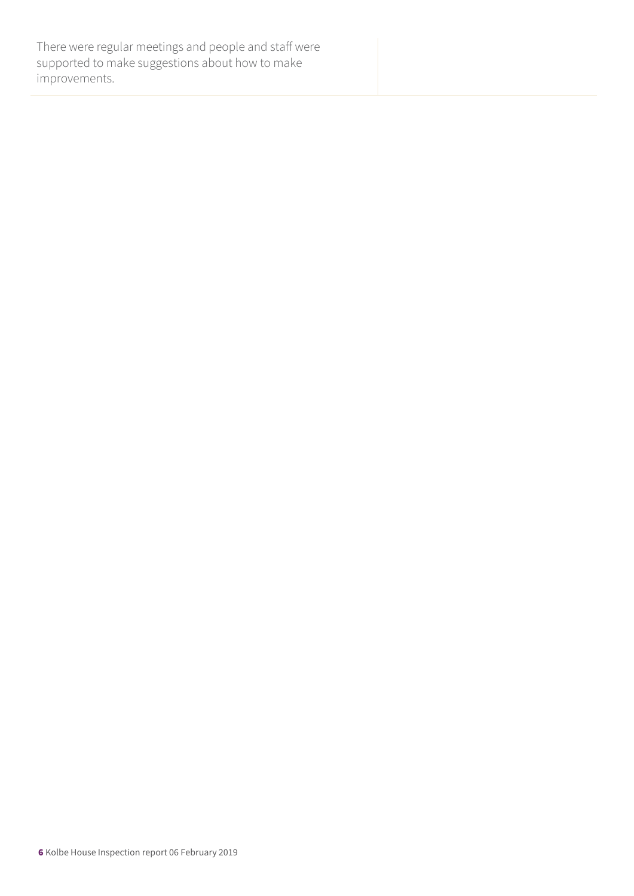There were regular meetings and people and staff were supported to make suggestions about how to make improvements.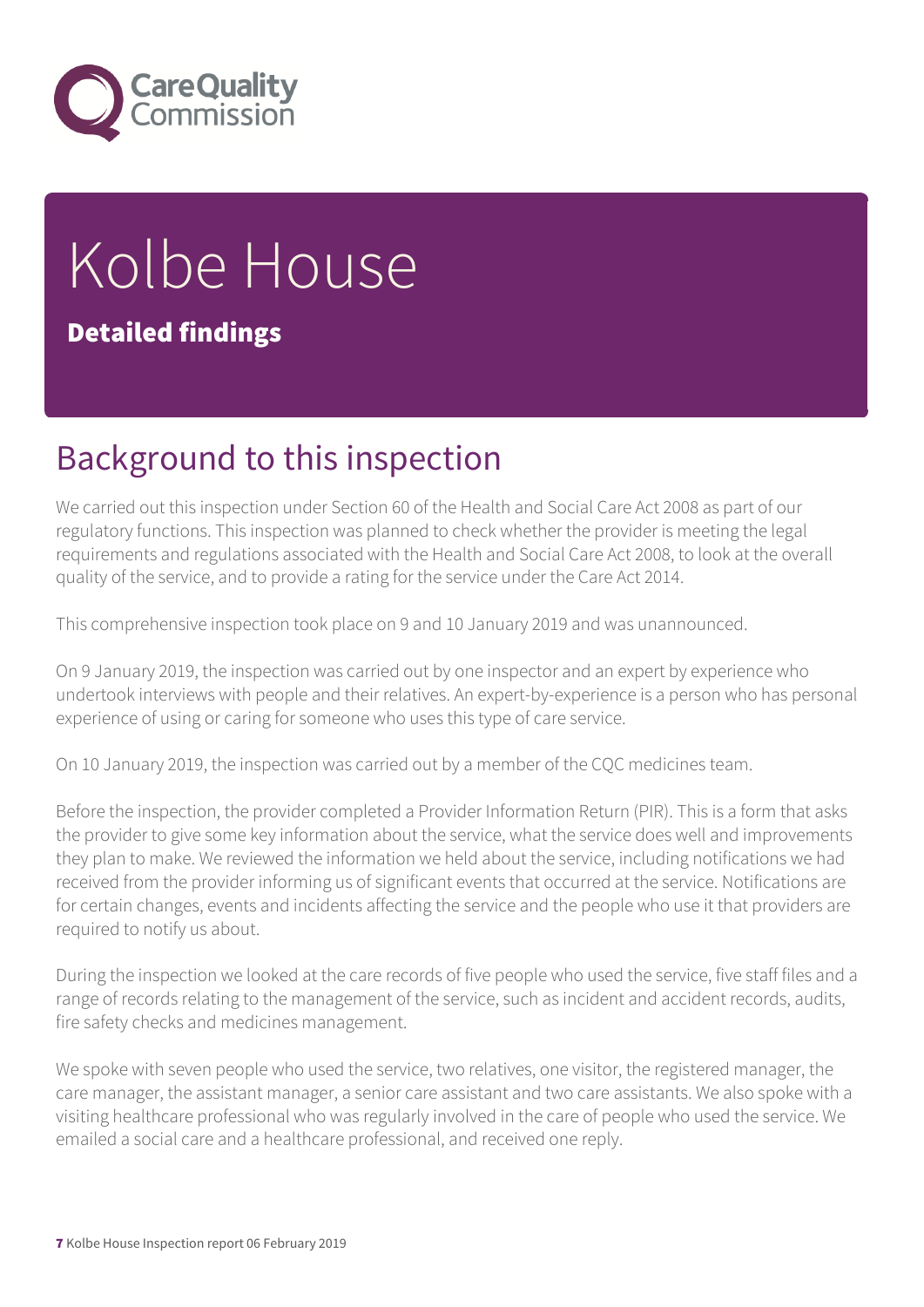# Kolbe House

**Detailed findings**

## Background to this inspection

We carried out this inspection under Section 60 of the Health and Social Care Act 2008 as part of our regulatory functions. This inspection was planned to check whether the provider is meeting the legal requirements and regulations associated with the Health and Social Care Act 2008, to look at the overall quality of the service, and to provide a rating for the service under the Care Act 2014.

This comprehensive inspection took place on 9 and 10 January 2019 and was unannounced.

On 9 January 2019, the inspection was carried out by one inspector and an expert by experience who undertook interviews with people and their relatives. An expert-by-experience is a person who has personal experience of using or caring for someone who uses this type of care service.

On 10 January 2019, the inspection was carried out by a member of the CQC medicines team.

Before the inspection, the provider completed a Provider Information Return (PIR). This is a form that asks the provider to give some key information about the service, what the service does well and improvements they plan to make. We reviewed the information we held about the service, including notifications we had received from the provider informing us of significant events that occurred at the service. Notifications are for certain changes, events and incidents affecting the service and the people who use it that providers are required to notify us about.

During the inspection we looked at the care records of five people who used the service, five staff files and a range of records relating to the management of the service, such as incident and accident records, audits, fire safety checks and medicines management.

We spoke with seven people who used the service, two relatives, one visitor, the registered manager, the care manager, the assistant manager, a senior care assistant and two care assistants. We also spoke with a visiting healthcare professional who was regularly involved in the care of people who used the service. We emailed a social care and a healthcare professional, and received one reply.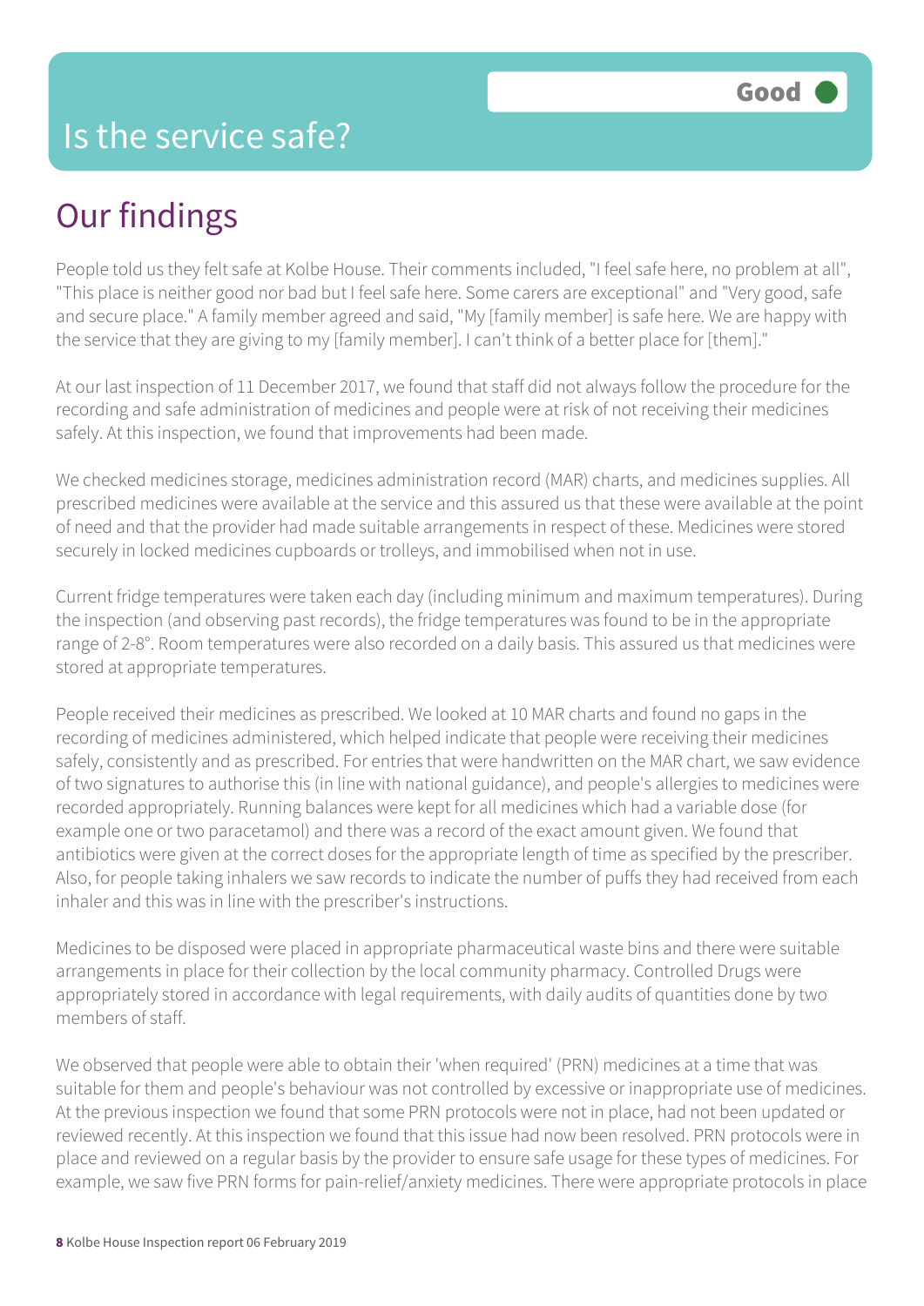# Is the service safe?

**Good**

## Our findings

People told us they felt safe at Kolbe House. Their comments included, "I feel safe here, no problem at all", "This place is neither good nor bad but I feel safe here. Some carers are exceptional" and "Very good, safe and secure place." A family member agreed and said, "My [family member] is safe here. We are happy with the service that they are giving to my [family member]. I can't think of a better place for [them]."

At our last inspection of 11 December 2017, we found that staff did not always follow the procedure for the recording and safe administration of medicines and people were at risk of not receiving their medicines safely. At this inspection, we found that improvements had been made.

We checked medicines storage, medicines administration record (MAR) charts, and medicines supplies. All prescribed medicines were available at the service and this assured us that these were available at the point of need and that the provider had made suitable arrangements in respect of these. Medicines were stored securely in locked medicines cupboards or trolleys, and immobilised when not in use.

Current fridge temperatures were taken each day (including minimum and maximum temperatures). During the inspection (and observing past records), the fridge temperatures was found to be in the appropriate range of 2-8°. Room temperatures were also recorded on a daily basis. This assured us that medicines were stored at appropriate temperatures.

People received their medicines as prescribed. We looked at 10 MAR charts and found no gaps in the recording of medicines administered, which helped indicate that people were receiving their medicines safely, consistently and as prescribed. For entries that were handwritten on the MAR chart, we saw evidence of two signatures to authorise this (in line with national guidance), and people's allergies to medicines were recorded appropriately. Running balances were kept for all medicines which had a variable dose (for example one or two paracetamol) and there was a record of the exact amount given. We found that antibiotics were given at the correct doses for the appropriate length of time as specified by the prescriber. Also, for people taking inhalers we saw records to indicate the number of puffs they had received from each inhaler and this was in line with the prescriber's instructions.

Medicines to be disposed were placed in appropriate pharmaceutical waste bins and there were suitable arrangements in place for their collection by the local community pharmacy. Controlled Drugs were appropriately stored in accordance with legal requirements, with daily audits of quantities done by two members of staff.

We observed that people were able to obtain their 'when required' (PRN) medicines at a time that was suitable for them and people's behaviour was not controlled by excessive or inappropriate use of medicines. At the previous inspection we found that some PRN protocols were not in place, had not been updated or reviewed recently. At this inspection we found that this issue had now been resolved. PRN protocols were in place and reviewed on a regular basis by the provider to ensure safe usage for these types of medicines. For example, we saw five PRN forms for pain-relief/anxiety medicines. There were appropriate protocols in place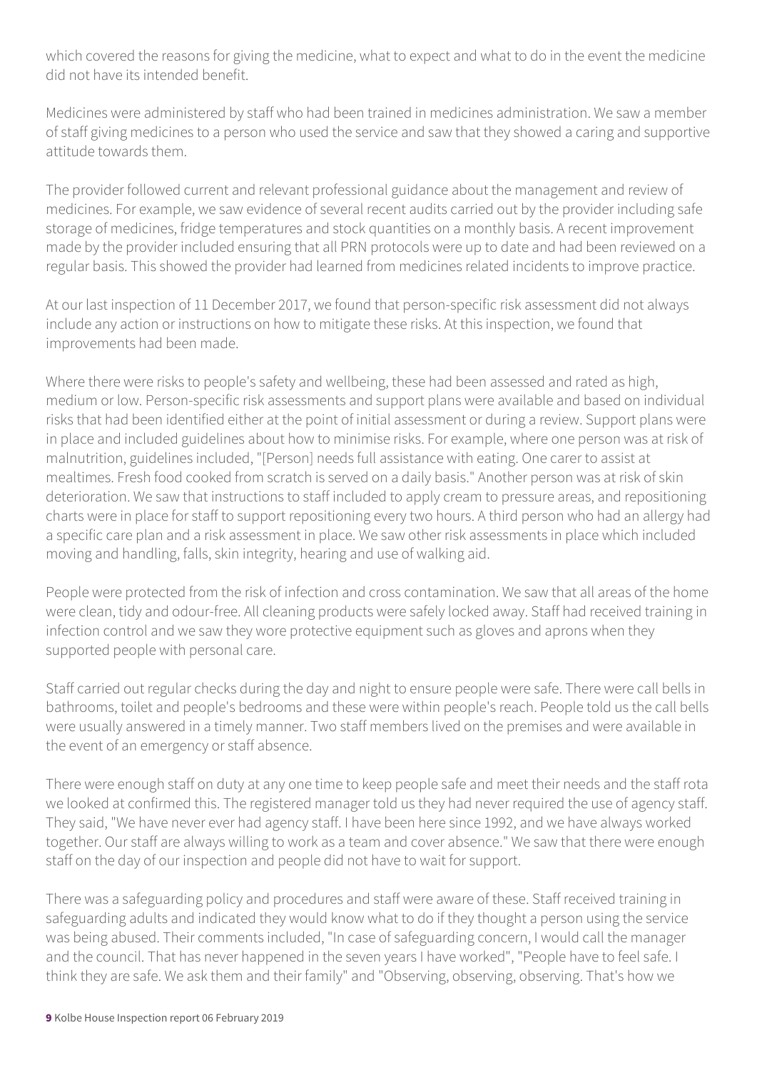which covered the reasons for giving the medicine, what to expect and what to do in the event the medicine did not have its intended benefit.

Medicines were administered by staff who had been trained in medicines administration. We saw a member of staff giving medicines to a person who used the service and saw that they showed a caring and supportive attitude towards them.

The provider followed current and relevant professional guidance about the management and review of medicines. For example, we saw evidence of several recent audits carried out by the provider including safe storage of medicines, fridge temperatures and stock quantities on a monthly basis. A recent improvement made by the provider included ensuring that all PRN protocols were up to date and had been reviewed on a regular basis. This showed the provider had learned from medicines related incidents to improve practice.

At our last inspection of 11 December 2017, we found that person-specific risk assessment did not always include any action or instructions on how to mitigate these risks. At this inspection, we found that improvements had been made.

Where there were risks to people's safety and wellbeing, these had been assessed and rated as high, medium or low. Person-specific risk assessments and support plans were available and based on individual risks that had been identified either at the point of initial assessment or during a review. Support plans were in place and included guidelines about how to minimise risks. For example, where one person was at risk of malnutrition, guidelines included, "[Person] needs full assistance with eating. One carer to assist at mealtimes. Fresh food cooked from scratch is served on a daily basis." Another person was at risk of skin deterioration. We saw that instructions to staff included to apply cream to pressure areas, and repositioning charts were in place for staff to support repositioning every two hours. A third person who had an allergy had a specific care plan and a risk assessment in place. We saw other risk assessments in place which included moving and handling, falls, skin integrity, hearing and use of walking aid.

People were protected from the risk of infection and cross contamination. We saw that all areas of the home were clean, tidy and odour-free. All cleaning products were safely locked away. Staff had received training in infection control and we saw they wore protective equipment such as gloves and aprons when they supported people with personal care.

Staff carried out regular checks during the day and night to ensure people were safe. There were call bells in bathrooms, toilet and people's bedrooms and these were within people's reach. People told us the call bells were usually answered in a timely manner. Two staff members lived on the premises and were available in the event of an emergency or staff absence.

There were enough staff on duty at any one time to keep people safe and meet their needs and the staff rota we looked at confirmed this. The registered manager told us they had never required the use of agency staff. They said, "We have never ever had agency staff. I have been here since 1992, and we have always worked together. Our staff are always willing to work as a team and cover absence." We saw that there were enough staff on the day of our inspection and people did not have to wait for support.

There was a safeguarding policy and procedures and staff were aware of these. Staff received training in safeguarding adults and indicated they would know what to do if they thought a person using the service was being abused. Their comments included, "In case of safeguarding concern, I would call the manager and the council. That has never happened in the seven years I have worked", "People have to feel safe. I think they are safe. We ask them and their family" and "Observing, observing, observing. That's how we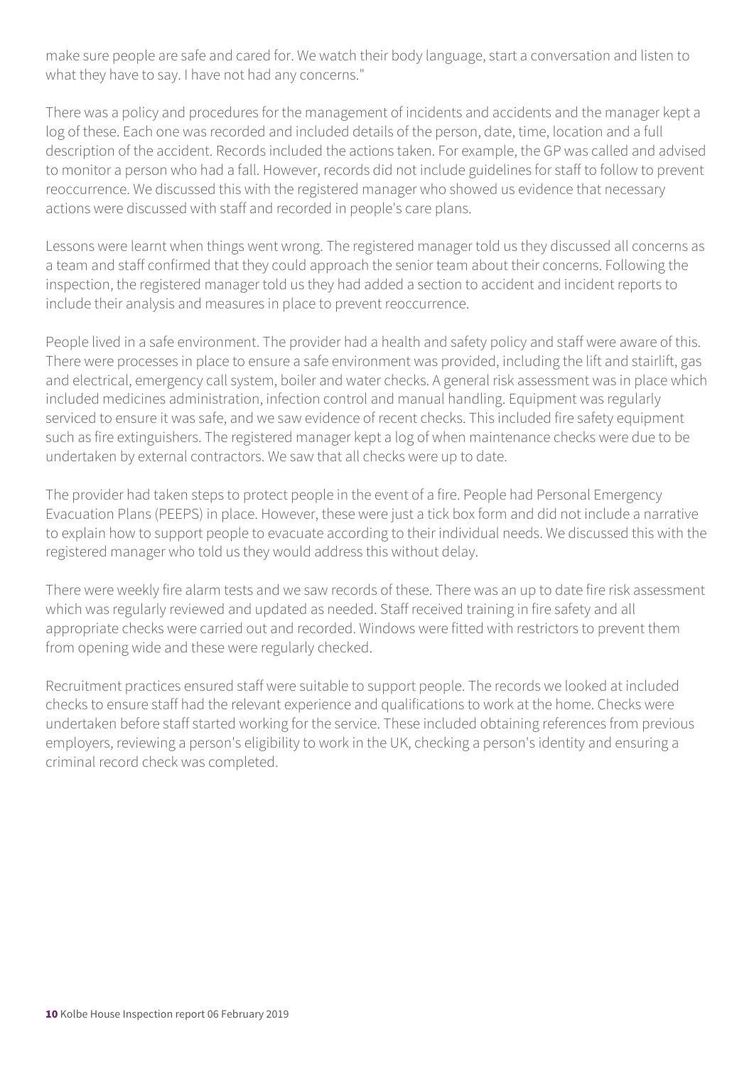make sure people are safe and cared for. We watch their body language, start a conversation and listen to what they have to say. I have not had any concerns."

There was a policy and procedures for the management of incidents and accidents and the manager kept a log of these. Each one was recorded and included details of the person, date, time, location and a full description of the accident. Records included the actions taken. For example, the GP was called and advised to monitor a person who had a fall. However, records did not include guidelines for staff to follow to prevent reoccurrence. We discussed this with the registered manager who showed us evidence that necessary actions were discussed with staff and recorded in people's care plans.

Lessons were learnt when things went wrong. The registered manager told us they discussed all concerns as a team and staff confirmed that they could approach the senior team about their concerns. Following the inspection, the registered manager told us they had added a section to accident and incident reports to include their analysis and measures in place to prevent reoccurrence.

People lived in a safe environment. The provider had a health and safety policy and staff were aware of this. There were processes in place to ensure a safe environment was provided, including the lift and stairlift, gas and electrical, emergency call system, boiler and water checks. A general risk assessment was in place which included medicines administration, infection control and manual handling. Equipment was regularly serviced to ensure it was safe, and we saw evidence of recent checks. This included fire safety equipment such as fire extinguishers. The registered manager kept a log of when maintenance checks were due to be undertaken by external contractors. We saw that all checks were up to date.

The provider had taken steps to protect people in the event of a fire. People had Personal Emergency Evacuation Plans (PEEPS) in place. However, these were just a tick box form and did not include a narrative to explain how to support people to evacuate according to their individual needs. We discussed this with the registered manager who told us they would address this without delay.

There were weekly fire alarm tests and we saw records of these. There was an up to date fire risk assessment which was regularly reviewed and updated as needed. Staff received training in fire safety and all appropriate checks were carried out and recorded. Windows were fitted with restrictors to prevent them from opening wide and these were regularly checked.

Recruitment practices ensured staff were suitable to support people. The records we looked at included checks to ensure staff had the relevant experience and qualifications to work at the home. Checks were undertaken before staff started working for the service. These included obtaining references from previous employers, reviewing a person's eligibility to work in the UK, checking a person's identity and ensuring a criminal record check was completed.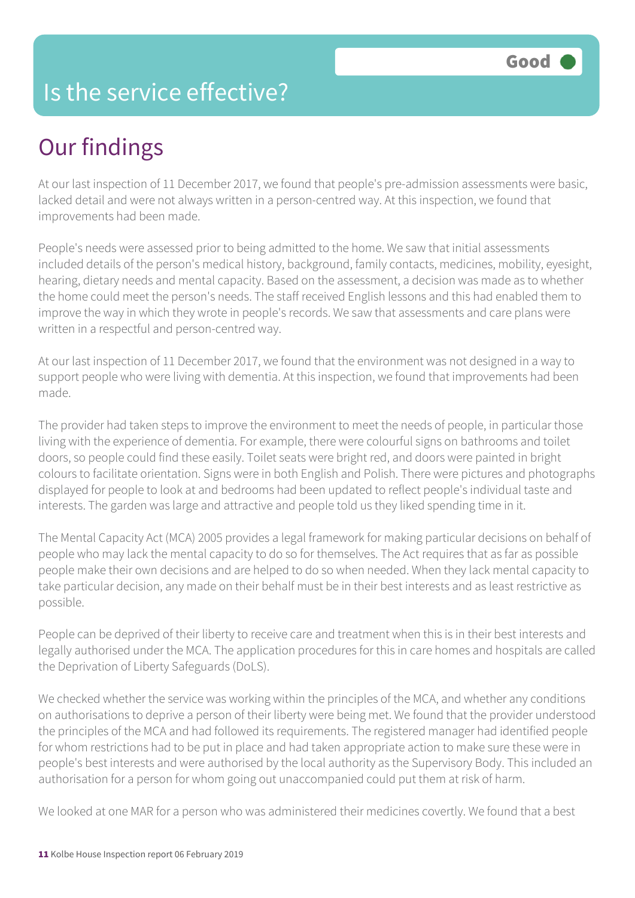# Is the service effective?

**Good**

## Our findings

At our last inspection of 11 December 2017, we found that people's pre-admission assessments were basic, lacked detail and were not always written in a person-centred way. At this inspection, we found that improvements had been made.

People's needs were assessed prior to being admitted to the home. We saw that initial assessments included details of the person's medical history, background, family contacts, medicines, mobility, eyesight, hearing, dietary needs and mental capacity. Based on the assessment, a decision was made as to whether the home could meet the person's needs. The staff received English lessons and this had enabled them to improve the way in which they wrote in people's records. We saw that assessments and care plans were written in a respectful and person-centred way.

At our last inspection of 11 December 2017, we found that the environment was not designed in a way to support people who were living with dementia. At this inspection, we found that improvements had been made.

The provider had taken steps to improve the environment to meet the needs of people, in particular those living with the experience of dementia. For example, there were colourful signs on bathrooms and toilet doors, so people could find these easily. Toilet seats were bright red, and doors were painted in bright colours to facilitate orientation. Signs were in both English and Polish. There were pictures and photographs displayed for people to look at and bedrooms had been updated to reflect people's individual taste and interests. The garden was large and attractive and people told us they liked spending time in it.

The Mental Capacity Act (MCA) 2005 provides a legal framework for making particular decisions on behalf of people who may lack the mental capacity to do so for themselves. The Act requires that as far as possible people make their own decisions and are helped to do so when needed. When they lack mental capacity to take particular decision, any made on their behalf must be in their best interests and as least restrictive as possible.

People can be deprived of their liberty to receive care and treatment when this is in their best interests and legally authorised under the MCA. The application procedures for this in care homes and hospitals are called the Deprivation of Liberty Safeguards (DoLS).

We checked whether the service was working within the principles of the MCA, and whether any conditions on authorisations to deprive a person of their liberty were being met. We found that the provider understood the principles of the MCA and had followed its requirements. The registered manager had identified people for whom restrictions had to be put in place and had taken appropriate action to make sure these were in people's best interests and were authorised by the local authority as the Supervisory Body. This included an authorisation for a person for whom going out unaccompanied could put them at risk of harm.

We looked at one MAR for a person who was administered their medicines covertly. We found that a best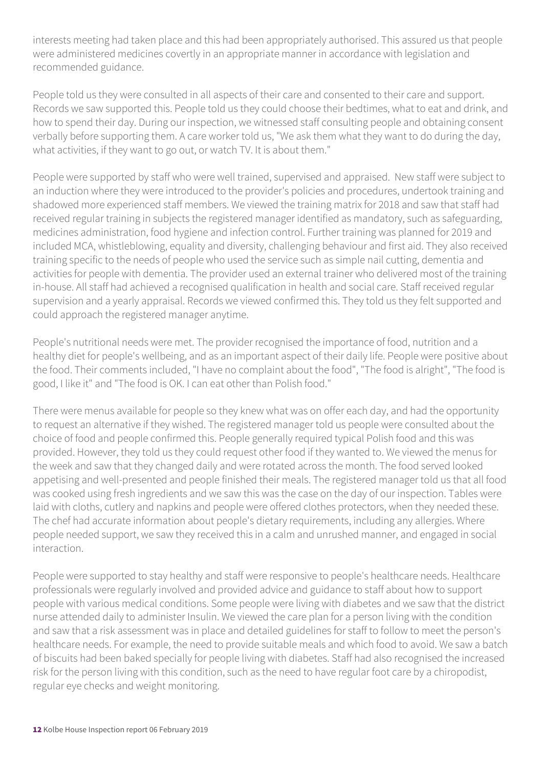interests meeting had taken place and this had been appropriately authorised. This assured us that people were administered medicines covertly in an appropriate manner in accordance with legislation and recommended guidance.

People told us they were consulted in all aspects of their care and consented to their care and support. Records we saw supported this. People told us they could choose their bedtimes, what to eat and drink, and how to spend their day. During our inspection, we witnessed staff consulting people and obtaining consent verbally before supporting them. A care worker told us, "We ask them what they want to do during the day, what activities, if they want to go out, or watch TV. It is about them."

People were supported by staff who were well trained, supervised and appraised. New staff were subject to an induction where they were introduced to the provider's policies and procedures, undertook training and shadowed more experienced staff members. We viewed the training matrix for 2018 and saw that staff had received regular training in subjects the registered manager identified as mandatory, such as safeguarding, medicines administration, food hygiene and infection control. Further training was planned for 2019 and included MCA, whistleblowing, equality and diversity, challenging behaviour and first aid. They also received training specific to the needs of people who used the service such as simple nail cutting, dementia and activities for people with dementia. The provider used an external trainer who delivered most of the training in-house. All staff had achieved a recognised qualification in health and social care. Staff received regular supervision and a yearly appraisal. Records we viewed confirmed this. They told us they felt supported and could approach the registered manager anytime.

People's nutritional needs were met. The provider recognised the importance of food, nutrition and a healthy diet for people's wellbeing, and as an important aspect of their daily life. People were positive about the food. Their comments included, "I have no complaint about the food", "The food is alright", "The food is good, I like it" and "The food is OK. I can eat other than Polish food."

There were menus available for people so they knew what was on offer each day, and had the opportunity to request an alternative if they wished. The registered manager told us people were consulted about the choice of food and people confirmed this. People generally required typical Polish food and this was provided. However, they told us they could request other food if they wanted to. We viewed the menus for the week and saw that they changed daily and were rotated across the month. The food served looked appetising and well-presented and people finished their meals. The registered manager told us that all food was cooked using fresh ingredients and we saw this was the case on the day of our inspection. Tables were laid with cloths, cutlery and napkins and people were offered clothes protectors, when they needed these. The chef had accurate information about people's dietary requirements, including any allergies. Where people needed support, we saw they received this in a calm and unrushed manner, and engaged in social interaction.

People were supported to stay healthy and staff were responsive to people's healthcare needs. Healthcare professionals were regularly involved and provided advice and guidance to staff about how to support people with various medical conditions. Some people were living with diabetes and we saw that the district nurse attended daily to administer Insulin. We viewed the care plan for a person living with the condition and saw that a risk assessment was in place and detailed guidelines for staff to follow to meet the person's healthcare needs. For example, the need to provide suitable meals and which food to avoid. We saw a batch of biscuits had been baked specially for people living with diabetes. Staff had also recognised the increased risk for the person living with this condition, such as the need to have regular foot care by a chiropodist, regular eye checks and weight monitoring.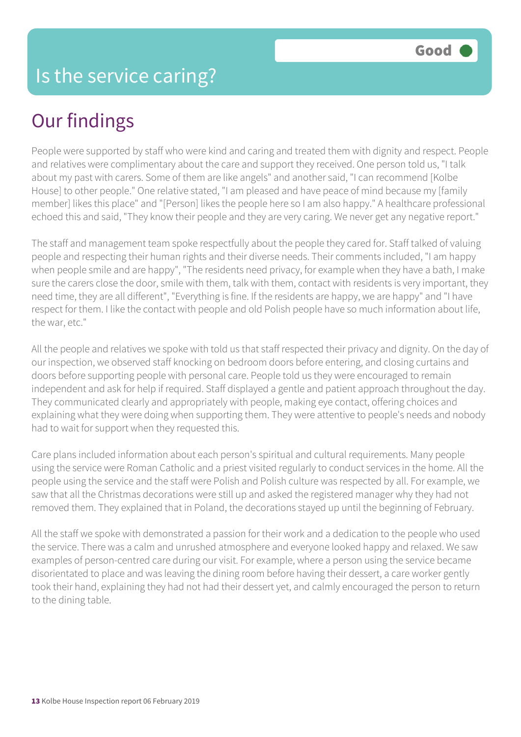# Is the service caring?

Good

## Our findings

People were supported by staff who were kind and caring and treated them with dignity and respect. People and relatives were complimentary about the care and support they received. One person told us, "I talk about my past with carers. Some of them are like angels" and another said, "I can recommend [Kolbe House] to other people." One relative stated, "I am pleased and have peace of mind because my [family member] likes this place" and "[Person] likes the people here so I am also happy." A healthcare professional echoed this and said, "They know their people and they are very caring. We never get any negative report."

The staff and management team spoke respectfully about the people they cared for. Staff talked of valuing people and respecting their human rights and their diverse needs. Their comments included, "I am happy when people smile and are happy", "The residents need privacy, for example when they have a bath, I make sure the carers close the door, smile with them, talk with them, contact with residents is very important, they need time, they are all different", "Everything is fine. If the residents are happy, we are happy" and "I have respect for them. I like the contact with people and old Polish people have so much information about life, the war, etc."

All the people and relatives we spoke with told us that staff respected their privacy and dignity. On the day of our inspection, we observed staff knocking on bedroom doors before entering, and closing curtains and doors before supporting people with personal care. People told us they were encouraged to remain independent and ask for help if required. Staff displayed a gentle and patient approach throughout the day. They communicated clearly and appropriately with people, making eye contact, offering choices and explaining what they were doing when supporting them. They were attentive to people's needs and nobody had to wait for support when they requested this.

Care plans included information about each person's spiritual and cultural requirements. Many people using the service were Roman Catholic and a priest visited regularly to conduct services in the home. All the people using the service and the staff were Polish and Polish culture was respected by all. For example, we saw that all the Christmas decorations were still up and asked the registered manager why they had not removed them. They explained that in Poland, the decorations stayed up until the beginning of February.

All the staff we spoke with demonstrated a passion for their work and a dedication to the people who used the service. There was a calm and unrushed atmosphere and everyone looked happy and relaxed. We saw examples of person-centred care during our visit. For example, where a person using the service became disorientated to place and was leaving the dining room before having their dessert, a care worker gently took their hand, explaining they had not had their dessert yet, and calmly encouraged the person to return to the dining table.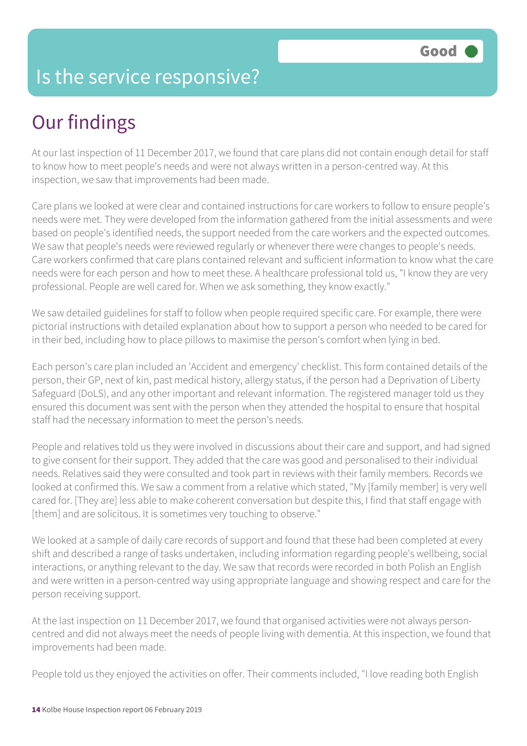# Is the service responsive?

**Good**

## Our findings

At our last inspection of 11 December 2017, we found that care plans did not contain enough detail for staff to know how to meet people's needs and were not always written in a person-centred way. At this inspection, we saw that improvements had been made.

Care plans we looked at were clear and contained instructions for care workers to follow to ensure people's needs were met. They were developed from the information gathered from the initial assessments and were based on people's identified needs, the support needed from the care workers and the expected outcomes. We saw that people's needs were reviewed regularly or whenever there were changes to people's needs. Care workers confirmed that care plans contained relevant and sufficient information to know what the care needs were for each person and how to meet these. A healthcare professional told us, "I know they are very professional. People are well cared for. When we ask something, they know exactly."

We saw detailed guidelines for staff to follow when people required specific care. For example, there were pictorial instructions with detailed explanation about how to support a person who needed to be cared for in their bed, including how to place pillows to maximise the person's comfort when lying in bed.

Each person's care plan included an 'Accident and emergency' checklist. This form contained details of the person, their GP, next of kin, past medical history, allergy status, if the person had a Deprivation of Liberty Safeguard (DoLS), and any other important and relevant information. The registered manager told us they ensured this document was sent with the person when they attended the hospital to ensure that hospital staff had the necessary information to meet the person's needs.

People and relatives told us they were involved in discussions about their care and support, and had signed to give consent for their support. They added that the care was good and personalised to their individual needs. Relatives said they were consulted and took part in reviews with their family members. Records we looked at confirmed this. We saw a comment from a relative which stated, "My [family member] is very well cared for. [They are] less able to make coherent conversation but despite this, I find that staff engage with [them] and are solicitous. It is sometimes very touching to observe."

We looked at a sample of daily care records of support and found that these had been completed at every shift and described a range of tasks undertaken, including information regarding people's wellbeing, social interactions, or anything relevant to the day. We saw that records were recorded in both Polish an English and were written in a person-centred way using appropriate language and showing respect and care for the person receiving support.

At the last inspection on 11 December 2017, we found that organised activities were not always person-centred and did not always meet the needs of people living with dementia. At this inspection, we found that improvements had been made.

People told us they enjoyed the activities on offer. Their comments included, "I love reading both English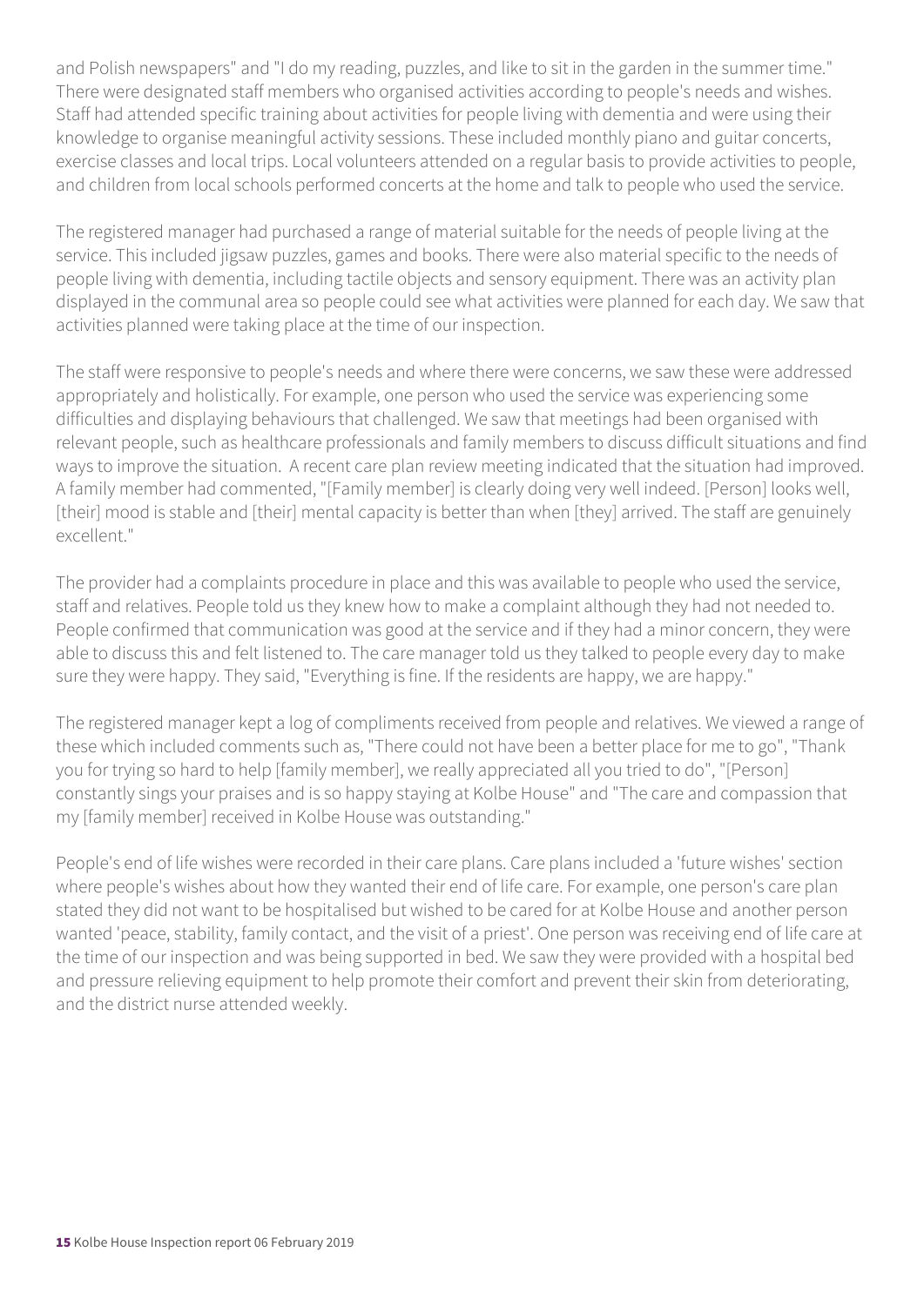and Polish newspapers" and "I do my reading, puzzles, and like to sit in the garden in the summer time." There were designated staff members who organised activities according to people's needs and wishes. Staff had attended specific training about activities for people living with dementia and were using their knowledge to organise meaningful activity sessions. These included monthly piano and guitar concerts, exercise classes and local trips. Local volunteers attended on a regular basis to provide activities to people, and children from local schools performed concerts at the home and talk to people who used the service.

The registered manager had purchased a range of material suitable for the needs of people living at the service. This included jigsaw puzzles, games and books. There were also material specific to the needs of people living with dementia, including tactile objects and sensory equipment. There was an activity plan displayed in the communal area so people could see what activities were planned for each day. We saw that activities planned were taking place at the time of our inspection.

The staff were responsive to people's needs and where there were concerns, we saw these were addressed appropriately and holistically. For example, one person who used the service was experiencing some difficulties and displaying behaviours that challenged. We saw that meetings had been organised with relevant people, such as healthcare professionals and family members to discuss difficult situations and find ways to improve the situation. A recent care plan review meeting indicated that the situation had improved. A family member had commented, "[Family member] is clearly doing very well indeed. [Person] looks well, [their] mood is stable and [their] mental capacity is better than when [they] arrived. The staff are genuinely excellent."

The provider had a complaints procedure in place and this was available to people who used the service, staff and relatives. People told us they knew how to make a complaint although they had not needed to. People confirmed that communication was good at the service and if they had a minor concern, they were able to discuss this and felt listened to. The care manager told us they talked to people every day to make sure they were happy. They said, "Everything is fine. If the residents are happy, we are happy."

The registered manager kept a log of compliments received from people and relatives. We viewed a range of these which included comments such as, "There could not have been a better place for me to go", "Thank you for trying so hard to help [family member], we really appreciated all you tried to do", "[Person] constantly sings your praises and is so happy staying at Kolbe House" and "The care and compassion that my [family member] received in Kolbe House was outstanding."

People's end of life wishes were recorded in their care plans. Care plans included a 'future wishes' section where people's wishes about how they wanted their end of life care. For example, one person's care plan stated they did not want to be hospitalised but wished to be cared for at Kolbe House and another person wanted 'peace, stability, family contact, and the visit of a priest'. One person was receiving end of life care at the time of our inspection and was being supported in bed. We saw they were provided with a hospital bed and pressure relieving equipment to help promote their comfort and prevent their skin from deteriorating, and the district nurse attended weekly.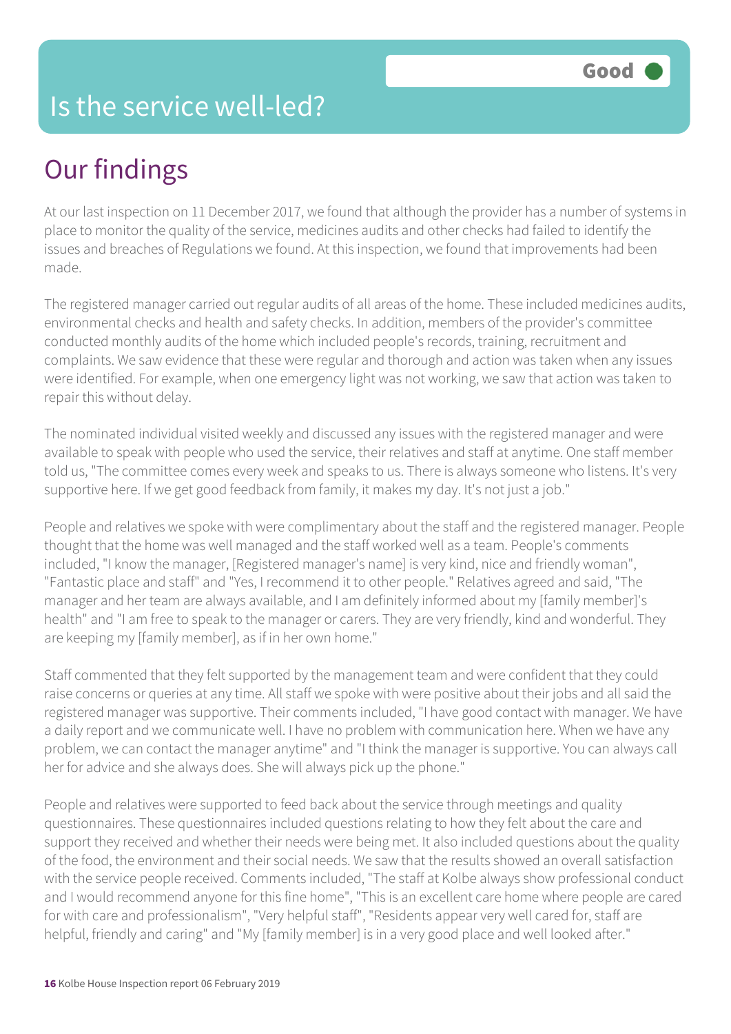# Is the service well-led?

**Good**

## Our findings

At our last inspection on 11 December 2017, we found that although the provider has a number of systems in place to monitor the quality of the service, medicines audits and other checks had failed to identify the issues and breaches of Regulations we found. At this inspection, we found that improvements had been made.

The registered manager carried out regular audits of all areas of the home. These included medicines audits, environmental checks and health and safety checks. In addition, members of the provider's committee conducted monthly audits of the home which included people's records, training, recruitment and complaints. We saw evidence that these were regular and thorough and action was taken when any issues were identified. For example, when one emergency light was not working, we saw that action was taken to repair this without delay.

The nominated individual visited weekly and discussed any issues with the registered manager and were available to speak with people who used the service, their relatives and staff at anytime. One staff member told us, "The committee comes every week and speaks to us. There is always someone who listens. It's very supportive here. If we get good feedback from family, it makes my day. It's not just a job."

People and relatives we spoke with were complimentary about the staff and the registered manager. People thought that the home was well managed and the staff worked well as a team. People's comments included, "I know the manager, [Registered manager's name] is very kind, nice and friendly woman", "Fantastic place and staff" and "Yes, I recommend it to other people." Relatives agreed and said, "The manager and her team are always available, and I am definitely informed about my [family member]'s health" and "I am free to speak to the manager or carers. They are very friendly, kind and wonderful. They are keeping my [family member], as if in her own home."

Staff commented that they felt supported by the management team and were confident that they could raise concerns or queries at any time. All staff we spoke with were positive about their jobs and all said the registered manager was supportive. Their comments included, "I have good contact with manager. We have a daily report and we communicate well. I have no problem with communication here. When we have any problem, we can contact the manager anytime" and "I think the manager is supportive. You can always call her for advice and she always does. She will always pick up the phone."

People and relatives were supported to feed back about the service through meetings and quality questionnaires. These questionnaires included questions relating to how they felt about the care and support they received and whether their needs were being met. It also included questions about the quality of the food, the environment and their social needs. We saw that the results showed an overall satisfaction with the service people received. Comments included, "The staff at Kolbe always show professional conduct and I would recommend anyone for this fine home", "This is an excellent care home where people are cared for with care and professionalism", "Very helpful staff", "Residents appear very well cared for, staff are helpful, friendly and caring" and "My [family member] is in a very good place and well looked after."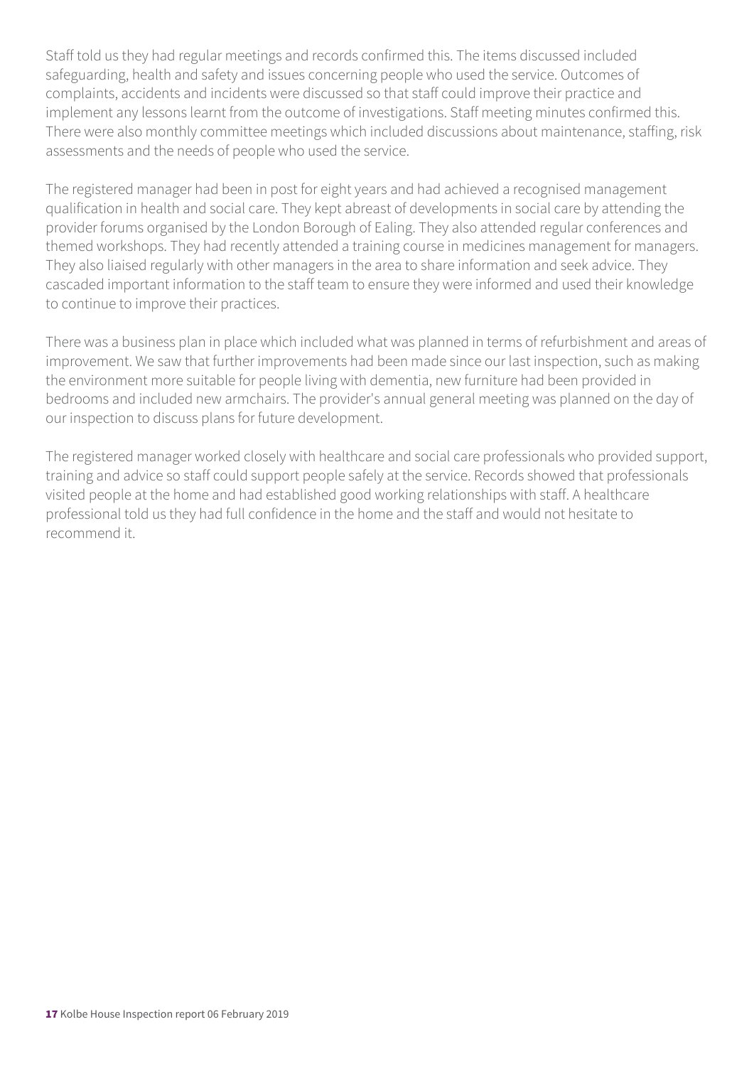Staff told us they had regular meetings and records confirmed this. The items discussed included safeguarding, health and safety and issues concerning people who used the service. Outcomes of complaints, accidents and incidents were discussed so that staff could improve their practice and implement any lessons learnt from the outcome of investigations. Staff meeting minutes confirmed this. There were also monthly committee meetings which included discussions about maintenance, staffing, risk assessments and the needs of people who used the service.

The registered manager had been in post for eight years and had achieved a recognised management qualification in health and social care. They kept abreast of developments in social care by attending the provider forums organised by the London Borough of Ealing. They also attended regular conferences and themed workshops. They had recently attended a training course in medicines management for managers. They also liaised regularly with other managers in the area to share information and seek advice. They cascaded important information to the staff team to ensure they were informed and used their knowledge to continue to improve their practices.

There was a business plan in place which included what was planned in terms of refurbishment and areas of improvement. We saw that further improvements had been made since our last inspection, such as making the environment more suitable for people living with dementia, new furniture had been provided in bedrooms and included new armchairs. The provider's annual general meeting was planned on the day of our inspection to discuss plans for future development.

The registered manager worked closely with healthcare and social care professionals who provided support, training and advice so staff could support people safely at the service. Records showed that professionals visited people at the home and had established good working relationships with staff. A healthcare professional told us they had full confidence in the home and the staff and would not hesitate to recommend it.